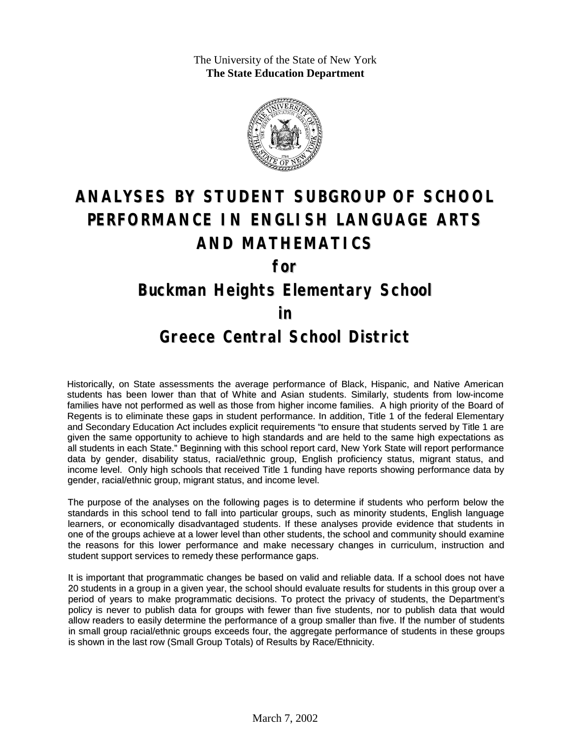The University of the State of New York
**The State Education Department**

# ANALYSES BY STUDENT SUBGROUP OF SCHOOL PERFORMANCE IN ENGLISH LANGUAGE ARTS AND MATHEMATICS

## for

## Buckman Heights Elementary School

## in

## Greece Central School District

Historically, on State assessments the average performance of Black, Hispanic, and Native American students has been lower than that of White and Asian students. Similarly, students from low-income families have not performed as well as those from higher income families. A high priority of the Board of Regents is to eliminate these gaps in student performance. In addition, Title 1 of the federal Elementary and Secondary Education Act includes explicit requirements "to ensure that students served by Title 1 are given the same opportunity to achieve to high standards and are held to the same high expectations as all students in each State." Beginning with this school report card, New York State will report performance data by gender, disability status, racial/ethnic group, English proficiency status, migrant status, and income level. Only high schools that received Title 1 funding have reports showing performance data by gender, racial/ethnic group, migrant status, and income level.

The purpose of the analyses on the following pages is to determine if students who perform below the standards in this school tend to fall into particular groups, such as minority students, English language learners, or economically disadvantaged students. If these analyses provide evidence that students in one of the groups achieve at a lower level than other students, the school and community should examine the reasons for this lower performance and make necessary changes in curriculum, instruction and student support services to remedy these performance gaps.

It is important that programmatic changes be based on valid and reliable data. If a school does not have 20 students in a group in a given year, the school should evaluate results for students in this group over a period of years to make programmatic decisions. To protect the privacy of students, the Department's policy is never to publish data for groups with fewer than five students, nor to publish data that would allow readers to easily determine the performance of a group smaller than five. If the number of students in small group racial/ethnic groups exceeds four, the aggregate performance of students in these groups is shown in the last row (Small Group Totals) of Results by Race/Ethnicity.

March 7, 2002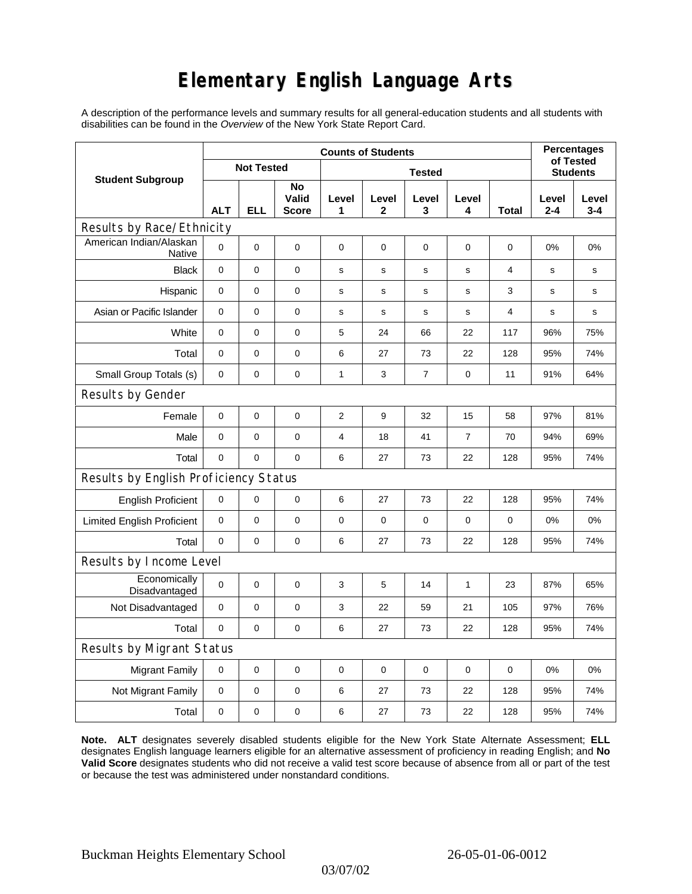# Elementary English Language Arts

A description of the performance levels and summary results for all general-education students and all students with disabilities can be found in the *Overview* of the New York State Report Card.

| Student Subgroup | Counts of Students | | | | | | | | Percentages of Tested Students | |
|---|---|---|---|---|---|---|---|---|---|---|
| | Not Tested | | | Tested | | | | | | |
| | ALT | ELL | No Valid Score | Level 1 | Level 2 | Level 3 | Level 4 | Total | Level 2-4 | Level 3-4 |
| **Results by Race/Ethnicity** | | | | | | | | | | |
| American Indian/Alaskan Native | 0 | 0 | 0 | 0 | 0 | 0 | 0 | 0 | 0% | 0% |
| Black | 0 | 0 | 0 | s | s | s | s | 4 | s | s |
| Hispanic | 0 | 0 | 0 | s | s | s | s | 3 | s | s |
| Asian or Pacific Islander | 0 | 0 | 0 | s | s | s | s | 4 | s | s |
| White | 0 | 0 | 0 | 5 | 24 | 66 | 22 | 117 | 96% | 75% |
| Total | 0 | 0 | 0 | 6 | 27 | 73 | 22 | 128 | 95% | 74% |
| Small Group Totals (s) | 0 | 0 | 0 | 1 | 3 | 7 | 0 | 11 | 91% | 64% |
| **Results by Gender** | | | | | | | | | | |
| Female | 0 | 0 | 0 | 2 | 9 | 32 | 15 | 58 | 97% | 81% |
| Male | 0 | 0 | 0 | 4 | 18 | 41 | 7 | 70 | 94% | 69% |
| Total | 0 | 0 | 0 | 6 | 27 | 73 | 22 | 128 | 95% | 74% |
| **Results by English Proficiency Status** | | | | | | | | | | |
| English Proficient | 0 | 0 | 0 | 6 | 27 | 73 | 22 | 128 | 95% | 74% |
| Limited English Proficient | 0 | 0 | 0 | 0 | 0 | 0 | 0 | 0 | 0% | 0% |
| Total | 0 | 0 | 0 | 6 | 27 | 73 | 22 | 128 | 95% | 74% |
| **Results by Income Level** | | | | | | | | | | |
| Economically Disadvantaged | 0 | 0 | 0 | 3 | 5 | 14 | 1 | 23 | 87% | 65% |
| Not Disadvantaged | 0 | 0 | 0 | 3 | 22 | 59 | 21 | 105 | 97% | 76% |
| Total | 0 | 0 | 0 | 6 | 27 | 73 | 22 | 128 | 95% | 74% |
| **Results by Migrant Status** | | | | | | | | | | |
| Migrant Family | 0 | 0 | 0 | 0 | 0 | 0 | 0 | 0 | 0% | 0% |
| Not Migrant Family | 0 | 0 | 0 | 6 | 27 | 73 | 22 | 128 | 95% | 74% |
| Total | 0 | 0 | 0 | 6 | 27 | 73 | 22 | 128 | 95% | 74% |

**Note. ALT** designates severely disabled students eligible for the New York State Alternate Assessment; **ELL** designates English language learners eligible for an alternative assessment of proficiency in reading English; and **No Valid Score** designates students who did not receive a valid test score because of absence from all or part of the test or because the test was administered under nonstandard conditions.

Buckman Heights Elementary School 26-05-01-06-0012

03/07/02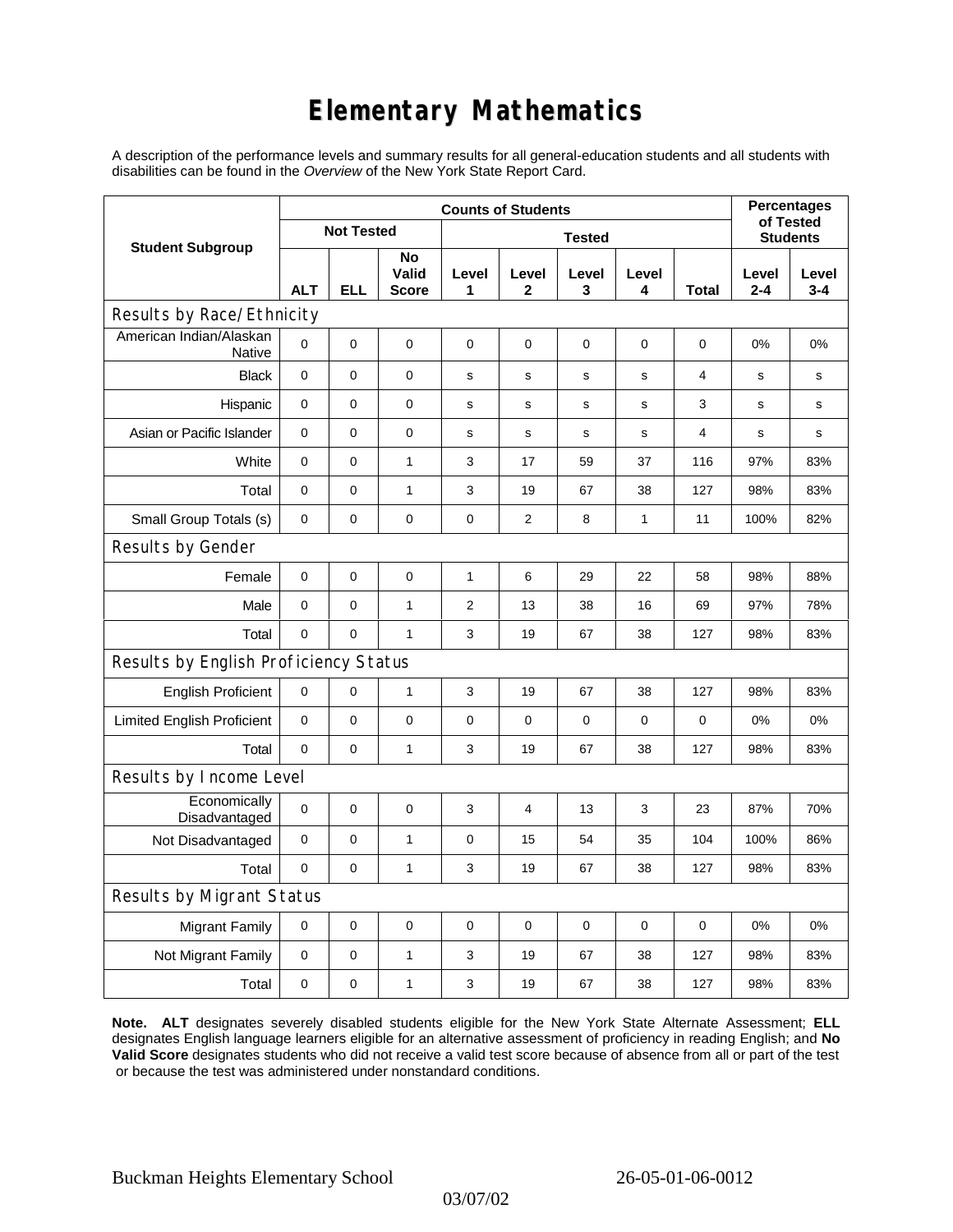# Elementary Mathematics

A description of the performance levels and summary results for all general-education students and all students with disabilities can be found in the *Overview* of the New York State Report Card.

| Student Subgroup | Counts of Students | | | | | | | | Percentages of Tested Students | |
|---|---|---|---|---|---|---|---|---|---|---|
| | Not Tested | | | Tested | | | | | | |
| | ALT | ELL | No Valid Score | Level 1 | Level 2 | Level 3 | Level 4 | Total | Level 2-4 | Level 3-4 |
| **Results by Race/Ethnicity** | | | | | | | | | | |
| American Indian/Alaskan Native | 0 | 0 | 0 | 0 | 0 | 0 | 0 | 0 | 0% | 0% |
| Black | 0 | 0 | 0 | s | s | s | s | 4 | s | s |
| Hispanic | 0 | 0 | 0 | s | s | s | s | 3 | s | s |
| Asian or Pacific Islander | 0 | 0 | 0 | s | s | s | s | 4 | s | s |
| White | 0 | 0 | 1 | 3 | 17 | 59 | 37 | 116 | 97% | 83% |
| Total | 0 | 0 | 1 | 3 | 19 | 67 | 38 | 127 | 98% | 83% |
| Small Group Totals (s) | 0 | 0 | 0 | 0 | 2 | 8 | 1 | 11 | 100% | 82% |
| **Results by Gender** | | | | | | | | | | |
| Female | 0 | 0 | 0 | 1 | 6 | 29 | 22 | 58 | 98% | 88% |
| Male | 0 | 0 | 1 | 2 | 13 | 38 | 16 | 69 | 97% | 78% |
| Total | 0 | 0 | 1 | 3 | 19 | 67 | 38 | 127 | 98% | 83% |
| **Results by English Proficiency Status** | | | | | | | | | | |
| English Proficient | 0 | 0 | 1 | 3 | 19 | 67 | 38 | 127 | 98% | 83% |
| Limited English Proficient | 0 | 0 | 0 | 0 | 0 | 0 | 0 | 0 | 0% | 0% |
| Total | 0 | 0 | 1 | 3 | 19 | 67 | 38 | 127 | 98% | 83% |
| **Results by Income Level** | | | | | | | | | | |
| Economically Disadvantaged | 0 | 0 | 0 | 3 | 4 | 13 | 3 | 23 | 87% | 70% |
| Not Disadvantaged | 0 | 0 | 1 | 0 | 15 | 54 | 35 | 104 | 100% | 86% |
| Total | 0 | 0 | 1 | 3 | 19 | 67 | 38 | 127 | 98% | 83% |
| **Results by Migrant Status** | | | | | | | | | | |
| Migrant Family | 0 | 0 | 0 | 0 | 0 | 0 | 0 | 0 | 0% | 0% |
| Not Migrant Family | 0 | 0 | 1 | 3 | 19 | 67 | 38 | 127 | 98% | 83% |
| Total | 0 | 0 | 1 | 3 | 19 | 67 | 38 | 127 | 98% | 83% |

**Note. ALT** designates severely disabled students eligible for the New York State Alternate Assessment; **ELL** designates English language learners eligible for an alternative assessment of proficiency in reading English; and **No Valid Score** designates students who did not receive a valid test score because of absence from all or part of the test or because the test was administered under nonstandard conditions.

Buckman Heights Elementary School 26-05-01-06-0012

03/07/02